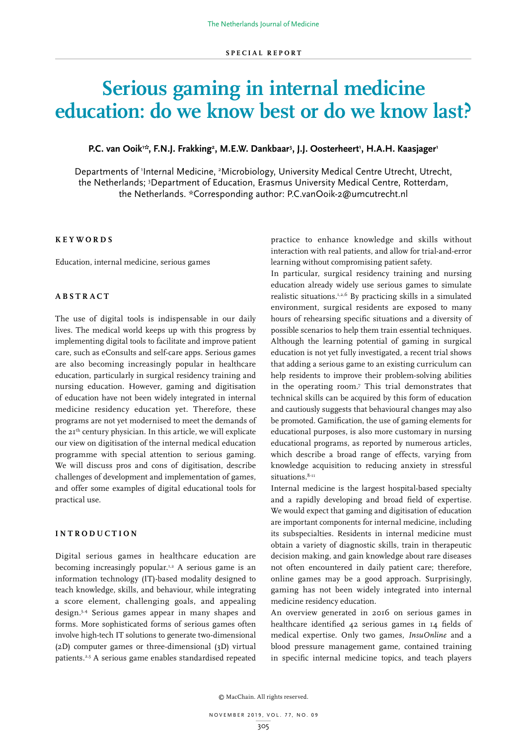SPECIAL REPORT

# Serious gaming in internal medicine education: do we know best or do we know last?

**P.C. van Ooik[1]*, F.N.J. Frakking[2], M.E.W. Dankbaar[3], J.J. Oosterheert[1], H.A.H. Kaasjager[1]**

Departments of [1]Internal Medicine, [2]Microbiology, University Medical Centre Utrecht, Utrecht, the Netherlands; [3]Department of Education, Erasmus University Medical Centre, Rotterdam, the Netherlands. *Corresponding author: P.C.vanOoik-2@umcutrecht.nl

## KEYWORDS

Education, internal medicine, serious games

## ABSTRACT

The use of digital tools is indispensable in our daily lives. The medical world keeps up with this progress by implementing digital tools to facilitate and improve patient care, such as eConsults and self-care apps. Serious games are also becoming increasingly popular in healthcare education, particularly in surgical residency training and nursing education. However, gaming and digitisation of education have not been widely integrated in internal medicine residency education yet. Therefore, these programs are not yet modernised to meet the demands of the 21th century physician. In this article, we will explicate our view on digitisation of the internal medical education programme with special attention to serious gaming. We will discuss pros and cons of digitisation, describe challenges of development and implementation of games, and offer some examples of digital educational tools for practical use.

## INTRODUCTION

Digital serious games in healthcare education are becoming increasingly popular.[1,2] A serious game is an information technology (IT)-based modality designed to teach knowledge, skills, and behaviour, while integrating a score element, challenging goals, and appealing design.[3,4] Serious games appear in many shapes and forms. More sophisticated forms of serious games often involve high-tech IT solutions to generate two-dimensional (2D) computer games or three-dimensional (3D) virtual patients.[2,5] A serious game enables standardised repeated practice to enhance knowledge and skills without interaction with real patients, and allow for trial-and-error learning without compromising patient safety.

In particular, surgical residency training and nursing education already widely use serious games to simulate realistic situations.[1,2,6] By practicing skills in a simulated environment, surgical residents are exposed to many hours of rehearsing specific situations and a diversity of possible scenarios to help them train essential techniques. Although the learning potential of gaming in surgical education is not yet fully investigated, a recent trial shows that adding a serious game to an existing curriculum can help residents to improve their problem-solving abilities in the operating room.[7] This trial demonstrates that technical skills can be acquired by this form of education and cautiously suggests that behavioural changes may also be promoted. Gamification, the use of gaming elements for educational purposes, is also more customary in nursing educational programs, as reported by numerous articles, which describe a broad range of effects, varying from knowledge acquisition to reducing anxiety in stressful situations.[8-11]

Internal medicine is the largest hospital-based specialty and a rapidly developing and broad field of expertise. We would expect that gaming and digitisation of education are important components for internal medicine, including its subspecialties. Residents in internal medicine must obtain a variety of diagnostic skills, train in therapeutic decision making, and gain knowledge about rare diseases not often encountered in daily patient care; therefore, online games may be a good approach. Surprisingly, gaming has not been widely integrated into internal medicine residency education.

An overview generated in 2016 on serious games in healthcare identified 42 serious games in 14 fields of medical expertise. Only two games, *InsuOnline* and a blood pressure management game, contained training in specific internal medicine topics, and teach players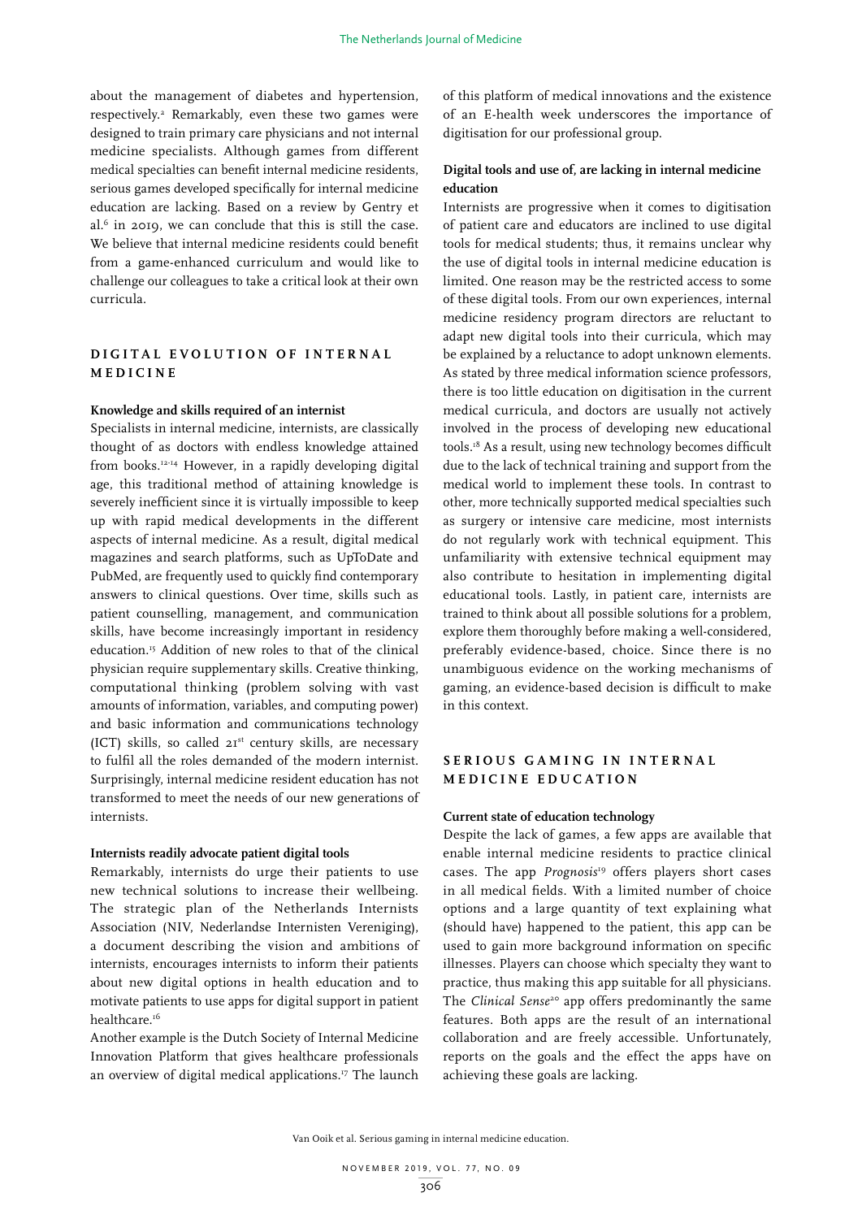about the management of diabetes and hypertension, respectively.[2] Remarkably, even these two games were designed to train primary care physicians and not internal medicine specialists. Although games from different medical specialties can benefit internal medicine residents, serious games developed specifically for internal medicine education are lacking. Based on a review by Gentry et al.[6] in 2019, we can conclude that this is still the case. We believe that internal medicine residents could benefit from a game-enhanced curriculum and would like to challenge our colleagues to take a critical look at their own curricula.

## DIGITAL EVOLUTION OF INTERNAL MEDICINE

### Knowledge and skills required of an internist

Specialists in internal medicine, internists, are classically thought of as doctors with endless knowledge attained from books.[12-14] However, in a rapidly developing digital age, this traditional method of attaining knowledge is severely inefficient since it is virtually impossible to keep up with rapid medical developments in the different aspects of internal medicine. As a result, digital medical magazines and search platforms, such as UpToDate and PubMed, are frequently used to quickly find contemporary answers to clinical questions. Over time, skills such as patient counselling, management, and communication skills, have become increasingly important in residency education.[15] Addition of new roles to that of the clinical physician require supplementary skills. Creative thinking, computational thinking (problem solving with vast amounts of information, variables, and computing power) and basic information and communications technology (ICT) skills, so called 21st century skills, are necessary to fulfil all the roles demanded of the modern internist. Surprisingly, internal medicine resident education has not transformed to meet the needs of our new generations of internists.

### Internists readily advocate patient digital tools

Remarkably, internists do urge their patients to use new technical solutions to increase their wellbeing. The strategic plan of the Netherlands Internists Association (NIV, Nederlandse Internisten Vereniging), a document describing the vision and ambitions of internists, encourages internists to inform their patients about new digital options in health education and to motivate patients to use apps for digital support in patient healthcare.[16]

Another example is the Dutch Society of Internal Medicine Innovation Platform that gives healthcare professionals an overview of digital medical applications.[17] The launch of this platform of medical innovations and the existence of an E-health week underscores the importance of digitisation for our professional group.

### Digital tools and use of, are lacking in internal medicine education

Internists are progressive when it comes to digitisation of patient care and educators are inclined to use digital tools for medical students; thus, it remains unclear why the use of digital tools in internal medicine education is limited. One reason may be the restricted access to some of these digital tools. From our own experiences, internal medicine residency program directors are reluctant to adapt new digital tools into their curricula, which may be explained by a reluctance to adopt unknown elements. As stated by three medical information science professors, there is too little education on digitisation in the current medical curricula, and doctors are usually not actively involved in the process of developing new educational tools.[18] As a result, using new technology becomes difficult due to the lack of technical training and support from the medical world to implement these tools. In contrast to other, more technically supported medical specialties such as surgery or intensive care medicine, most internists do not regularly work with technical equipment. This unfamiliarity with extensive technical equipment may also contribute to hesitation in implementing digital educational tools. Lastly, in patient care, internists are trained to think about all possible solutions for a problem, explore them thoroughly before making a well-considered, preferably evidence-based, choice. Since there is no unambiguous evidence on the working mechanisms of gaming, an evidence-based decision is difficult to make in this context.

## SERIOUS GAMING IN INTERNAL MEDICINE EDUCATION

### Current state of education technology

Despite the lack of games, a few apps are available that enable internal medicine residents to practice clinical cases. The app *Prognosis*[19] offers players short cases in all medical fields. With a limited number of choice options and a large quantity of text explaining what (should have) happened to the patient, this app can be used to gain more background information on specific illnesses. Players can choose which specialty they want to practice, thus making this app suitable for all physicians. The *Clinical Sense*[20] app offers predominantly the same features. Both apps are the result of an international collaboration and are freely accessible. Unfortunately, reports on the goals and the effect the apps have on achieving these goals are lacking.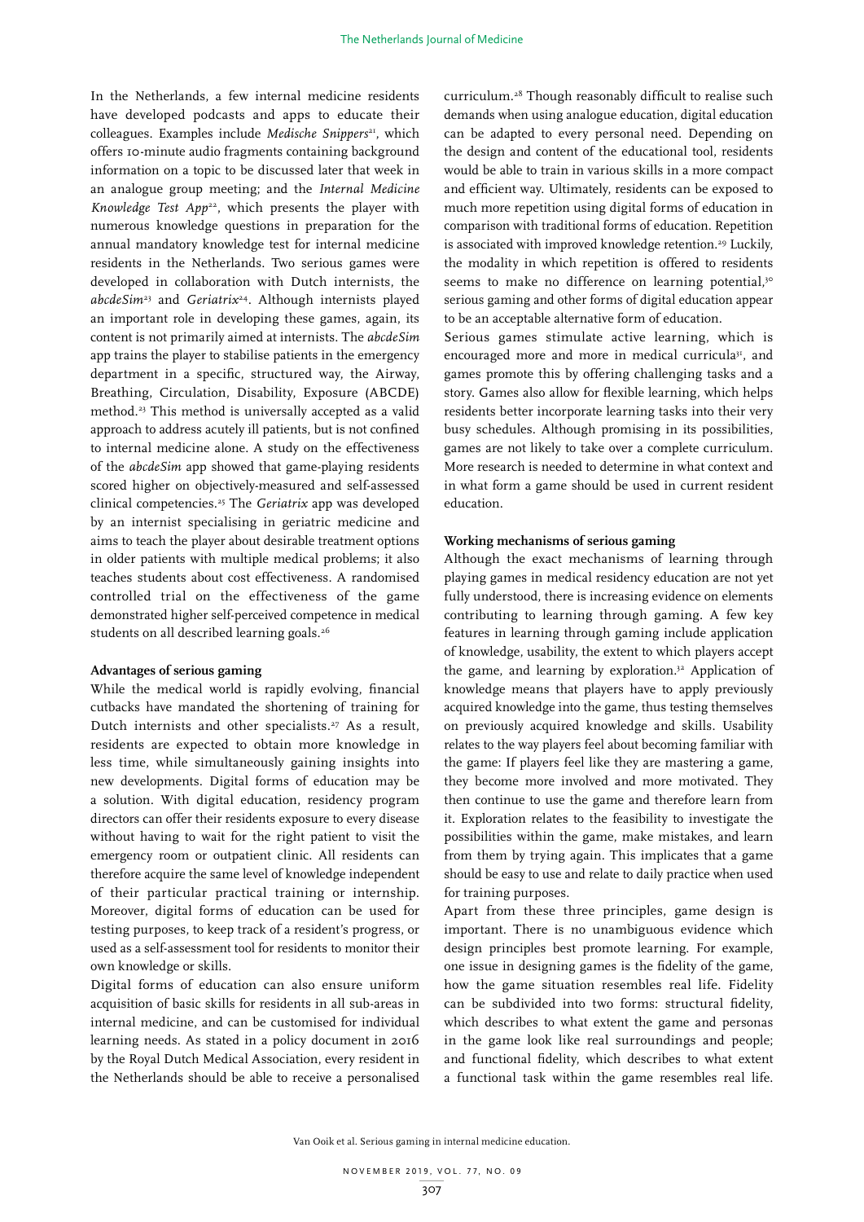In the Netherlands, a few internal medicine residents have developed podcasts and apps to educate their colleagues. Examples include *Medische Snippers*[21], which offers 10-minute audio fragments containing background information on a topic to be discussed later that week in an analogue group meeting; and the *Internal Medicine Knowledge Test App*[22], which presents the player with numerous knowledge questions in preparation for the annual mandatory knowledge test for internal medicine residents in the Netherlands. Two serious games were developed in collaboration with Dutch internists, the *abcdeSim*[23] and *Geriatrix*[24]. Although internists played an important role in developing these games, again, its content is not primarily aimed at internists. The *abcdeSim* app trains the player to stabilise patients in the emergency department in a specific, structured way, the Airway, Breathing, Circulation, Disability, Exposure (ABCDE) method.[23] This method is universally accepted as a valid approach to address acutely ill patients, but is not confined to internal medicine alone. A study on the effectiveness of the *abcdeSim* app showed that game-playing residents scored higher on objectively-measured and self-assessed clinical competencies.[25] The *Geriatrix* app was developed by an internist specialising in geriatric medicine and aims to teach the player about desirable treatment options in older patients with multiple medical problems; it also teaches students about cost effectiveness. A randomised controlled trial on the effectiveness of the game demonstrated higher self-perceived competence in medical students on all described learning goals.[26]

**Advantages of serious gaming**

While the medical world is rapidly evolving, financial cutbacks have mandated the shortening of training for Dutch internists and other specialists.[27] As a result, residents are expected to obtain more knowledge in less time, while simultaneously gaining insights into new developments. Digital forms of education may be a solution. With digital education, residency program directors can offer their residents exposure to every disease without having to wait for the right patient to visit the emergency room or outpatient clinic. All residents can therefore acquire the same level of knowledge independent of their particular practical training or internship. Moreover, digital forms of education can be used for testing purposes, to keep track of a resident's progress, or used as a self-assessment tool for residents to monitor their own knowledge or skills.

Digital forms of education can also ensure uniform acquisition of basic skills for residents in all sub-areas in internal medicine, and can be customised for individual learning needs. As stated in a policy document in 2016 by the Royal Dutch Medical Association, every resident in the Netherlands should be able to receive a personalised curriculum.[28] Though reasonably difficult to realise such demands when using analogue education, digital education can be adapted to every personal need. Depending on the design and content of the educational tool, residents would be able to train in various skills in a more compact and efficient way. Ultimately, residents can be exposed to much more repetition using digital forms of education in comparison with traditional forms of education. Repetition is associated with improved knowledge retention.[29] Luckily, the modality in which repetition is offered to residents seems to make no difference on learning potential,[30] serious gaming and other forms of digital education appear to be an acceptable alternative form of education.

Serious games stimulate active learning, which is encouraged more and more in medical curricula[31], and games promote this by offering challenging tasks and a story. Games also allow for flexible learning, which helps residents better incorporate learning tasks into their very busy schedules. Although promising in its possibilities, games are not likely to take over a complete curriculum. More research is needed to determine in what context and in what form a game should be used in current resident education.

**Working mechanisms of serious gaming**

Although the exact mechanisms of learning through playing games in medical residency education are not yet fully understood, there is increasing evidence on elements contributing to learning through gaming. A few key features in learning through gaming include application of knowledge, usability, the extent to which players accept the game, and learning by exploration.[32] Application of knowledge means that players have to apply previously acquired knowledge into the game, thus testing themselves on previously acquired knowledge and skills. Usability relates to the way players feel about becoming familiar with the game: If players feel like they are mastering a game, they become more involved and more motivated. They then continue to use the game and therefore learn from it. Exploration relates to the feasibility to investigate the possibilities within the game, make mistakes, and learn from them by trying again. This implicates that a game should be easy to use and relate to daily practice when used for training purposes.

Apart from these three principles, game design is important. There is no unambiguous evidence which design principles best promote learning. For example, one issue in designing games is the fidelity of the game, how the game situation resembles real life. Fidelity can be subdivided into two forms: structural fidelity, which describes to what extent the game and personas in the game look like real surroundings and people; and functional fidelity, which describes to what extent a functional task within the game resembles real life.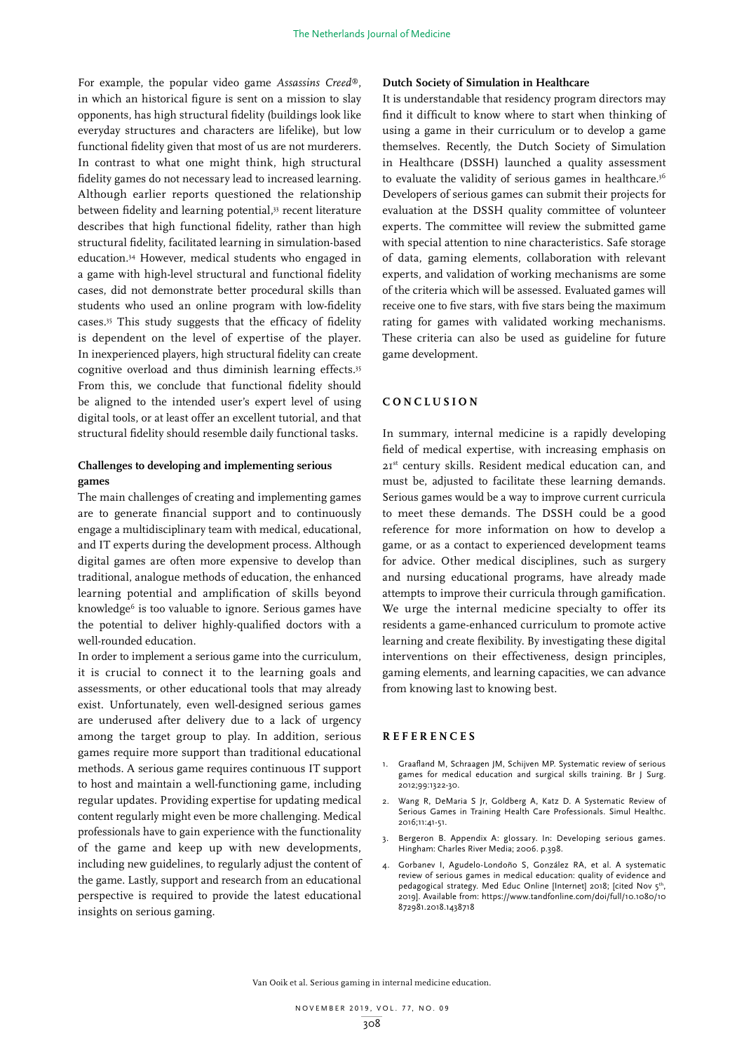For example, the popular video game *Assassins Creed®*, in which an historical figure is sent on a mission to slay opponents, has high structural fidelity (buildings look like everyday structures and characters are lifelike), but low functional fidelity given that most of us are not murderers. In contrast to what one might think, high structural fidelity games do not necessary lead to increased learning. Although earlier reports questioned the relationship between fidelity and learning potential,[33] recent literature describes that high functional fidelity, rather than high structural fidelity, facilitated learning in simulation-based education.[34] However, medical students who engaged in a game with high-level structural and functional fidelity cases, did not demonstrate better procedural skills than students who used an online program with low-fidelity cases.[35] This study suggests that the efficacy of fidelity is dependent on the level of expertise of the player. In inexperienced players, high structural fidelity can create cognitive overload and thus diminish learning effects.[35] From this, we conclude that functional fidelity should be aligned to the intended user's expert level of using digital tools, or at least offer an excellent tutorial, and that structural fidelity should resemble daily functional tasks.

### Challenges to developing and implementing serious games

The main challenges of creating and implementing games are to generate financial support and to continuously engage a multidisciplinary team with medical, educational, and IT experts during the development process. Although digital games are often more expensive to develop than traditional, analogue methods of education, the enhanced learning potential and amplification of skills beyond knowledge[6] is too valuable to ignore. Serious games have the potential to deliver highly-qualified doctors with a well-rounded education.

In order to implement a serious game into the curriculum, it is crucial to connect it to the learning goals and assessments, or other educational tools that may already exist. Unfortunately, even well-designed serious games are underused after delivery due to a lack of urgency among the target group to play. In addition, serious games require more support than traditional educational methods. A serious game requires continuous IT support to host and maintain a well-functioning game, including regular updates. Providing expertise for updating medical content regularly might even be more challenging. Medical professionals have to gain experience with the functionality of the game and keep up with new developments, including new guidelines, to regularly adjust the content of the game. Lastly, support and research from an educational perspective is required to provide the latest educational insights on serious gaming.

### Dutch Society of Simulation in Healthcare

It is understandable that residency program directors may find it difficult to know where to start when thinking of using a game in their curriculum or to develop a game themselves. Recently, the Dutch Society of Simulation in Healthcare (DSSH) launched a quality assessment to evaluate the validity of serious games in healthcare.[36] Developers of serious games can submit their projects for evaluation at the DSSH quality committee of volunteer experts. The committee will review the submitted game with special attention to nine characteristics. Safe storage of data, gaming elements, collaboration with relevant experts, and validation of working mechanisms are some of the criteria which will be assessed. Evaluated games will receive one to five stars, with five stars being the maximum rating for games with validated working mechanisms. These criteria can also be used as guideline for future game development.

## CONCLUSION

In summary, internal medicine is a rapidly developing field of medical expertise, with increasing emphasis on 21st century skills. Resident medical education can, and must be, adjusted to facilitate these learning demands. Serious games would be a way to improve current curricula to meet these demands. The DSSH could be a good reference for more information on how to develop a game, or as a contact to experienced development teams for advice. Other medical disciplines, such as surgery and nursing educational programs, have already made attempts to improve their curricula through gamification. We urge the internal medicine specialty to offer its residents a game-enhanced curriculum to promote active learning and create flexibility. By investigating these digital interventions on their effectiveness, design principles, gaming elements, and learning capacities, we can advance from knowing last to knowing best.

## REFERENCES

1. Graafland M, Schraagen JM, Schijven MP. Systematic review of serious games for medical education and surgical skills training. Br J Surg. 2012;99:1322-30.
2. Wang R, DeMaria S Jr, Goldberg A, Katz D. A Systematic Review of Serious Games in Training Health Care Professionals. Simul Healthc. 2016;11:41-51.
3. Bergeron B. Appendix A: glossary. In: Developing serious games. Hingham: Charles River Media; 2006. p.398.
4. Gorbanev I, Agudelo-Londoño S, González RA, et al. A systematic review of serious games in medical education: quality of evidence and pedagogical strategy. Med Educ Online [Internet] 2018; [cited Nov 5th, 2019]. Available from: https://www.tandfonline.com/doi/full/10.1080/10872981.2018.1438718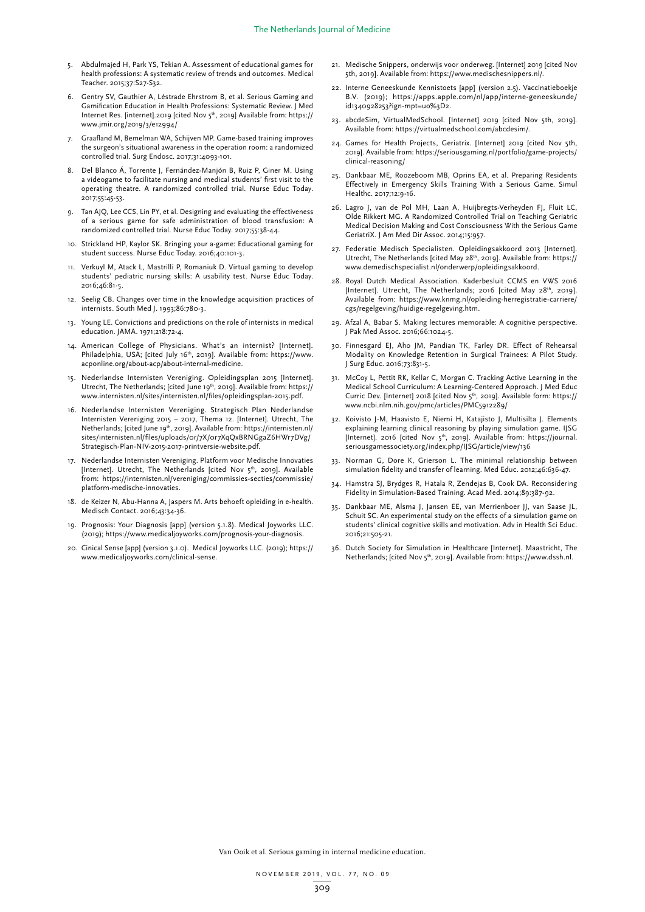5. Abdulmajed H, Park YS, Tekian A. Assessment of educational games for health professions: A systematic review of trends and outcomes. Medical Teacher. 2015;37:S27-S32.
6. Gentry SV, Gauthier A, Léstrade Ehrstrom B, et al. Serious Gaming and Gamification Education in Health Professions: Systematic Review. J Med Internet Res. [internet].2019 [cited Nov 5th, 2019] Available from: https://www.jmir.org/2019/3/e12994/
7. Graafland M, Bemelman WA, Schijven MP. Game-based training improves the surgeon's situational awareness in the operation room: a randomized controlled trial. Surg Endosc. 2017;31:4093-101.
8. Del Blanco Á, Torrente J, Fernández-Manjón B, Ruiz P, Giner M. Using a videogame to facilitate nursing and medical students' first visit to the operating theatre. A randomized controlled trial. Nurse Educ Today. 2017;55:45-53.
9. Tan AJQ, Lee CCS, Lin PY, et al. Designing and evaluating the effectiveness of a serious game for safe administration of blood transfusion: A randomized controlled trial. Nurse Educ Today. 2017;55:38-44.
10. Strickland HP, Kaylor SK. Bringing your a-game: Educational gaming for student success. Nurse Educ Today. 2016;40:101-3.
11. Verkuyl M, Atack L, Mastrilli P, Romaniuk D. Virtual gaming to develop students' pediatric nursing skills: A usability test. Nurse Educ Today. 2016;46:81-5.
12. Seelig CB. Changes over time in the knowledge acquisition practices of internists. South Med J. 1993;86:780-3.
13. Young LE. Convictions and predictions on the role of internists in medical education. JAMA. 1971;218:72-4.
14. American College of Physicians. What's an internist? [Internet]. Philadelphia, USA; [cited July 16th, 2019]. Available from: https://www.acponline.org/about-acp/about-internal-medicine.
15. Nederlandse Internisten Vereniging. Opleidingsplan 2015 [Internet]. Utrecht, The Netherlands; [cited June 19th, 2019]. Available from: https://www.internisten.nl/sites/internisten.nl/files/opleidingsplan-2015.pdf.
16. Nederlandse Internisten Vereniging. Strategisch Plan Nederlandse Internisten Vereniging 2015 – 2017, Thema 12. [Internet]. Utrecht, The Netherlands; [cited June 19th, 2019]. Available from: https://internisten.nl/sites/internisten.nl/files/uploads/or/7X/or7XqQxBRNGgaZ6HWr7DVg/Strategisch-Plan-NIV-2015-2017-printversie-website.pdf.
17. Nederlandse Internisten Vereniging. Platform voor Medische Innovaties [Internet]. Utrecht, The Netherlands [cited Nov 5th, 2019]. Available from: https://internisten.nl/vereniging/commissies-secties/commissie/platform-medische-innovaties.
18. de Keizer N, Abu-Hanna A, Jaspers M. Arts behoeft opleiding in e-health. Medisch Contact. 2016;43:34-36.
19. Prognosis: Your Diagnosis [app] (version 5.1.8). Medical Joyworks LLC. (2019); https://www.medicaljoyworks.com/prognosis-your-diagnosis.
20. Cinical Sense [app] (version 3.1.0). Medical Joyworks LLC. (2019); https://www.medicaljoyworks.com/clinical-sense.
21. Medische Snippers, onderwijs voor onderweg. [Internet] 2019 [cited Nov 5th, 2019]. Available from: https://www.medischesnippers.nl/.
22. Interne Geneeskunde Kennistoets [app] (version 2.5). Vaccinatieboekje B.V. (2019); https://apps.apple.com/nl/app/interne-geneeskunde/id1340928253?ign-mpt=uo%3D2.
23. abcdeSim, VirtualMedSchool. [Internet] 2019 [cited Nov 5th, 2019]. Available from: https://virtualmedschool.com/abcdesim/.
24. Games for Health Projects, Geriatrix. [Internet] 2019 [cited Nov 5th, 2019]. Available from: https://seriousgaming.nl/portfolio/game-projects/clinical-reasoning/
25. Dankbaar ME, Roozeboom MB, Oprins EA, et al. Preparing Residents Effectively in Emergency Skills Training With a Serious Game. Simul Healthc. 2017;12:9-16.
26. Lagro J, van de Pol MH, Laan A, Huijbregts-Verheyden FJ, Fluit LC, Olde Rikkert MG. A Randomized Controlled Trial on Teaching Geriatric Medical Decision Making and Cost Consciousness With the Serious Game GeriatriX. J Am Med Dir Assoc. 2014;15:957.
27. Federatie Medisch Specialisten. Opleidingsakkoord 2013 [Internet]. Utrecht, The Netherlands [cited May 28th, 2019]. Available from: https://www.demedischspecialist.nl/onderwerp/opleidingsakkoord.
28. Royal Dutch Medical Association. Kaderbesluit CCMS en VWS 2016 [Internet]. Utrecht, The Netherlands; 2016 [cited May 28th, 2019]. Available from: https://www.knmg.nl/opleiding-herregistratie-carriere/cgs/regelgeving/huidige-regelgeving.htm.
29. Afzal A, Babar S. Making lectures memorable: A cognitive perspective. J Pak Med Assoc. 2016;66:1024-5.
30. Finnesgard EJ, Aho JM, Pandian TK, Farley DR. Effect of Rehearsal Modality on Knowledge Retention in Surgical Trainees: A Pilot Study. J Surg Educ. 2016;73:831-5.
31. McCoy L, Pettit RK, Kellar C, Morgan C. Tracking Active Learning in the Medical School Curriculum: A Learning-Centered Approach. J Med Educ Curric Dev. [Internet] 2018 [cited Nov 5th, 2019]. Available form: https://www.ncbi.nlm.nih.gov/pmc/articles/PMC5912289/
32. Koivisto J-M, Haavisto E, Niemi H, Katajisto J, Multisilta J. Elements explaining learning clinical reasoning by playing simulation game. IJSG [Internet]. 2016 [cited Nov 5th, 2019]. Available from: https://journal.seriousgamessociety.org/index.php/IJSG/article/view/136
33. Norman G, Dore K, Grierson L. The minimal relationship between simulation fidelity and transfer of learning. Med Educ. 2012;46:636-47.
34. Hamstra SJ, Brydges R, Hatala R, Zendejas B, Cook DA. Reconsidering Fidelity in Simulation-Based Training. Acad Med. 2014;89:387-92.
35. Dankbaar ME, Alsma J, Jansen EE, van Merrienboer JJ, van Saase JL, Schuit SC. An experimental study on the effects of a simulation game on students' clinical cognitive skills and motivation. Adv in Health Sci Educ. 2016;21:505-21.
36. Dutch Society for Simulation in Healthcare [Internet]. Maastricht, The Netherlands; [cited Nov 5th, 2019]. Available from: https://www.dssh.nl.